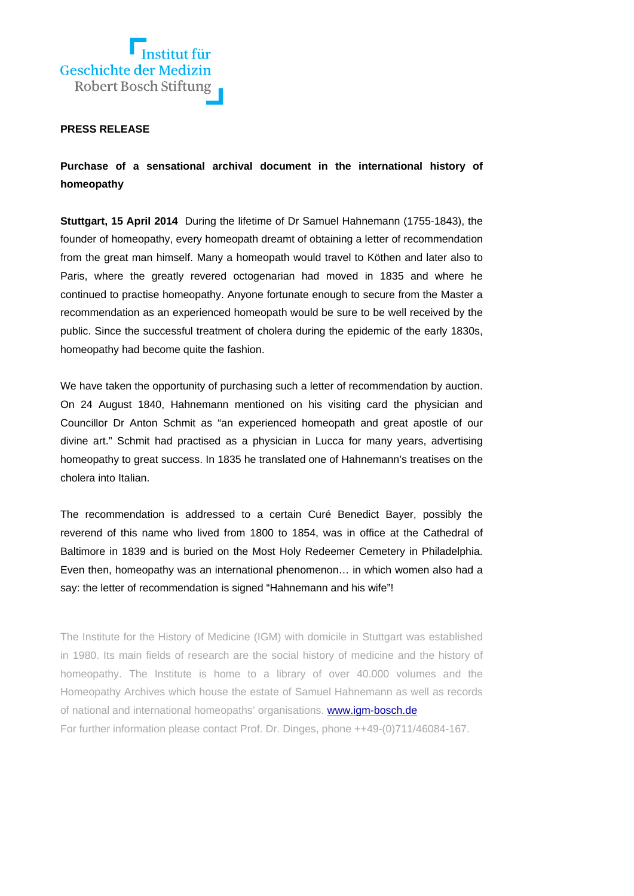Institut für
Geschichte der Medizin
Robert Bosch Stiftung

**PRESS RELEASE**

**Purchase of a sensational archival document in the international history of homeopathy**

**Stuttgart, 15 April 2014** During the lifetime of Dr Samuel Hahnemann (1755-1843), the founder of homeopathy, every homeopath dreamt of obtaining a letter of recommendation from the great man himself. Many a homeopath would travel to Köthen and later also to Paris, where the greatly revered octogenarian had moved in 1835 and where he continued to practise homeopathy. Anyone fortunate enough to secure from the Master a recommendation as an experienced homeopath would be sure to be well received by the public. Since the successful treatment of cholera during the epidemic of the early 1830s, homeopathy had become quite the fashion.

We have taken the opportunity of purchasing such a letter of recommendation by auction. On 24 August 1840, Hahnemann mentioned on his visiting card the physician and Councillor Dr Anton Schmit as "an experienced homeopath and great apostle of our divine art." Schmit had practised as a physician in Lucca for many years, advertising homeopathy to great success. In 1835 he translated one of Hahnemann's treatises on the cholera into Italian.

The recommendation is addressed to a certain Curé Benedict Bayer, possibly the reverend of this name who lived from 1800 to 1854, was in office at the Cathedral of Baltimore in 1839 and is buried on the Most Holy Redeemer Cemetery in Philadelphia. Even then, homeopathy was an international phenomenon… in which women also had a say: the letter of recommendation is signed "Hahnemann and his wife"!

The Institute for the History of Medicine (IGM) with domicile in Stuttgart was established in 1980. Its main fields of research are the social history of medicine and the history of homeopathy. The Institute is home to a library of over 40.000 volumes and the Homeopathy Archives which house the estate of Samuel Hahnemann as well as records of national and international homeopaths' organisations. www.igm-bosch.de
For further information please contact Prof. Dr. Dinges, phone ++49-(0)711/46084-167.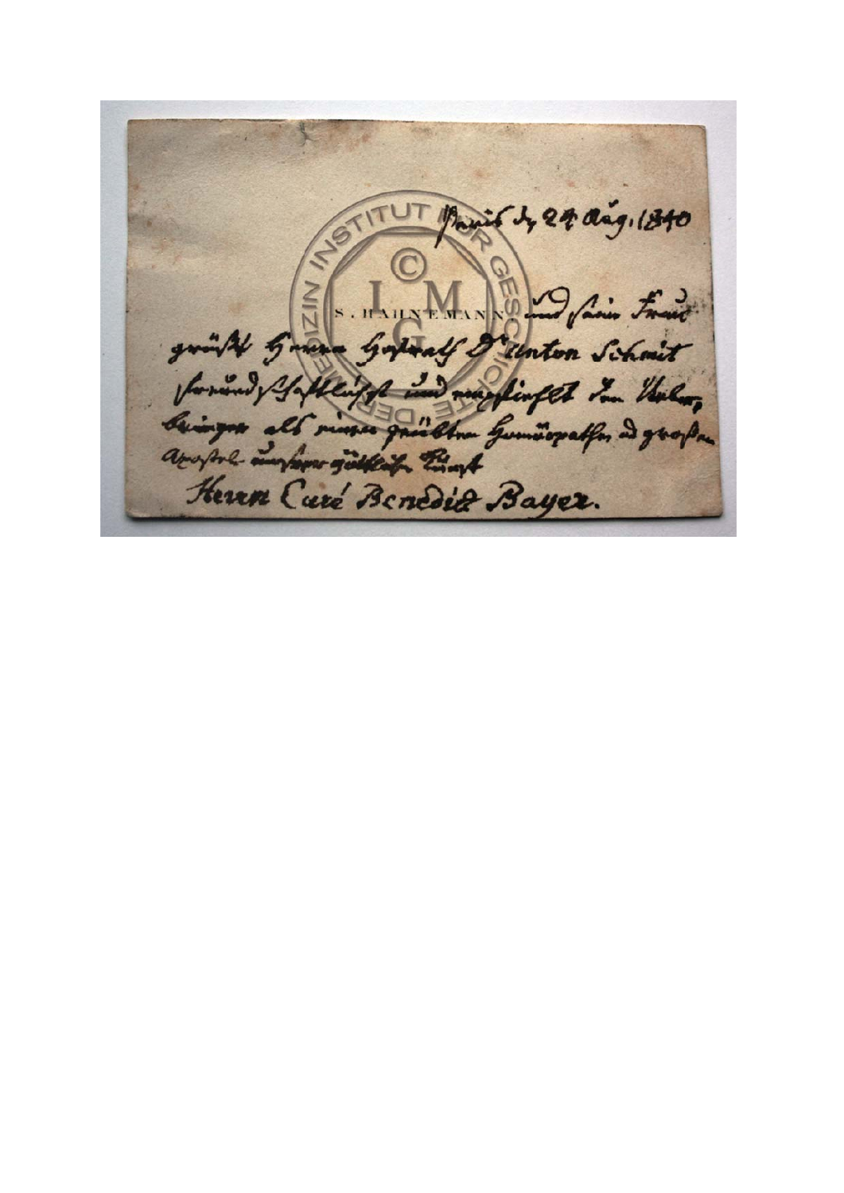Paris d. 24 Aug. 1840

S. HAHNEMANN und seine Frau grüßt Herrn Hofrath Dr Anton Schmit freundschaftlichst und empfiehlt den Ueberbringer als einen geübten Homöopathen u. großen Apostel unserer göttlichen Kunst

Herrn Curé Benedict Bayer.